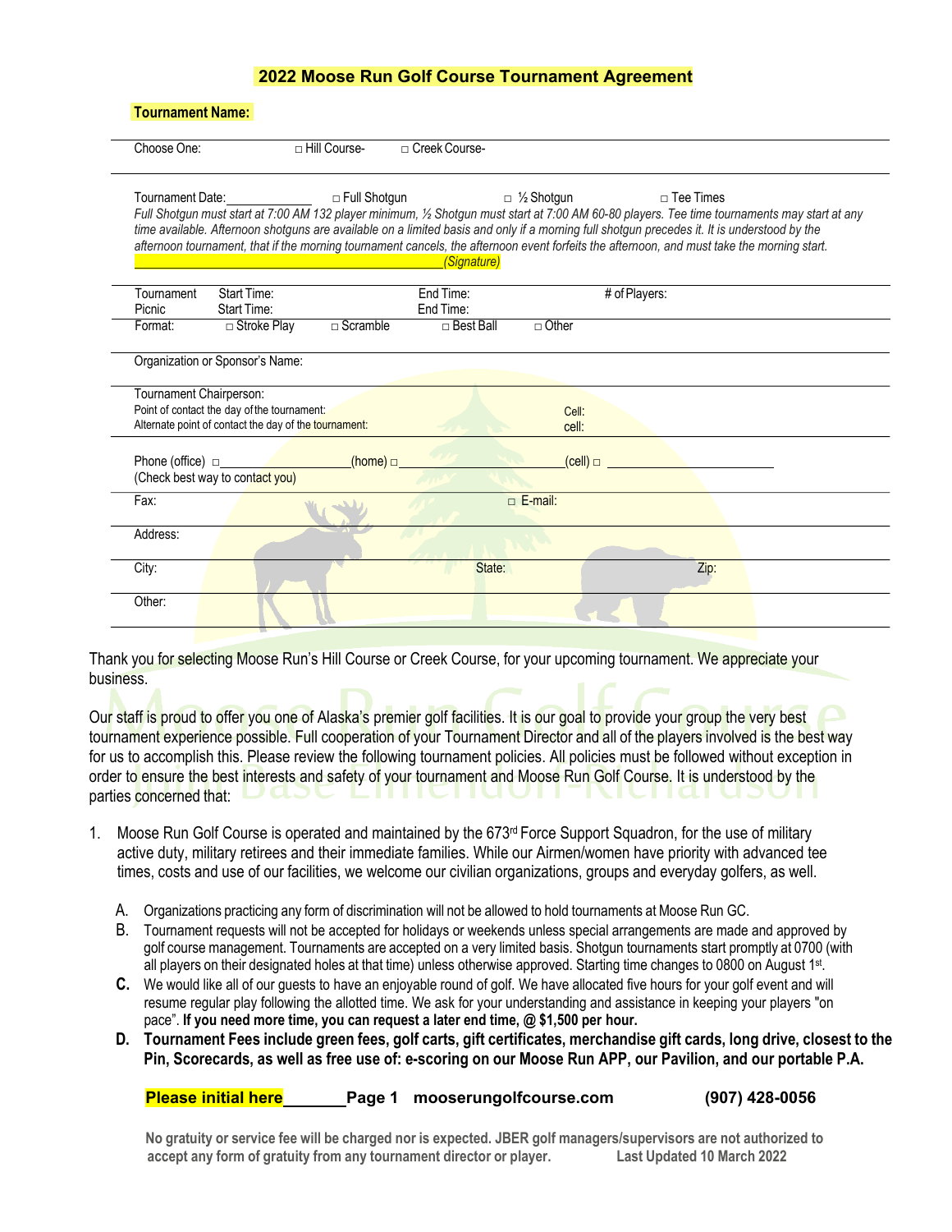# 2022 Moose Run Golf Course Tournament Agreement

**Tournament Name:**

Choose One: □ Hill Course- □ Creek Course-

Tournament Date:____________ □ Full Shotgun □ ½ Shotgun □ Tee Times

*Full Shotgun must start at 7:00 AM 132 player minimum, ½ Shotgun must start at 7:00 AM 60-80 players. Tee time tournaments may start at any time available. Afternoon shotguns are available on a limited basis and only if a morning full shotgun precedes it. It is understood by the afternoon tournament, that if the morning tournament cancels, the afternoon event forfeits the afternoon, and must take the morning start.*

____________________________________________*(Signature)*

| | | | |
|---|---|---|---|
| Tournament | Start Time: | End Time: | # of Players: |
| Picnic | Start Time: | End Time: | |

Format: □ Stroke Play □ Scramble □ Best Ball □ Other

Organization or Sponsor's Name:

Tournament Chairperson:
Point of contact the day of the tournament: Cell:
Alternate point of contact the day of the tournament: cell:

Phone (office) □______________(home) □______________(cell) □______________
(Check best way to contact you)

Fax: □ E-mail:

Address:

City: State: Zip:

Other:

Thank you for selecting Moose Run's Hill Course or Creek Course, for your upcoming tournament. We appreciate your business.

Our staff is proud to offer you one of Alaska's premier golf facilities. It is our goal to provide your group the very best tournament experience possible. Full cooperation of your Tournament Director and all of the players involved is the best way for us to accomplish this. Please review the following tournament policies. All policies must be followed without exception in order to ensure the best interests and safety of your tournament and Moose Run Golf Course. It is understood by the parties concerned that:

1. Moose Run Golf Course is operated and maintained by the 673rd Force Support Squadron, for the use of military active duty, military retirees and their immediate families. While our Airmen/women have priority with advanced tee times, costs and use of our facilities, we welcome our civilian organizations, groups and everyday golfers, as well.

   A. Organizations practicing any form of discrimination will not be allowed to hold tournaments at Moose Run GC.
   
   B. Tournament requests will not be accepted for holidays or weekends unless special arrangements are made and approved by golf course management. Tournaments are accepted on a very limited basis. Shotgun tournaments start promptly at 0700 (with all players on their designated holes at that time) unless otherwise approved. Starting time changes to 0800 on August 1st.
   
   C. We would like all of our guests to have an enjoyable round of golf. We have allocated five hours for your golf event and will resume regular play following the allotted time. We ask for your understanding and assistance in keeping your players "on pace". **If you need more time, you can request a later end time, @ $1,500 per hour.**
   
   D. **Tournament Fees include green fees, golf carts, gift certificates, merchandise gift cards, long drive, closest to the Pin, Scorecards, as well as free use of: e-scoring on our Moose Run APP, our Pavilion, and our portable P.A.**

**Please initial here_______** **Page 1 mooserungolfcourse.com (907) 428-0056**

**No gratuity or service fee will be charged nor is expected. JBER golf managers/supervisors are not authorized to accept any form of gratuity from any tournament director or player.** **Last Updated 10 March 2022**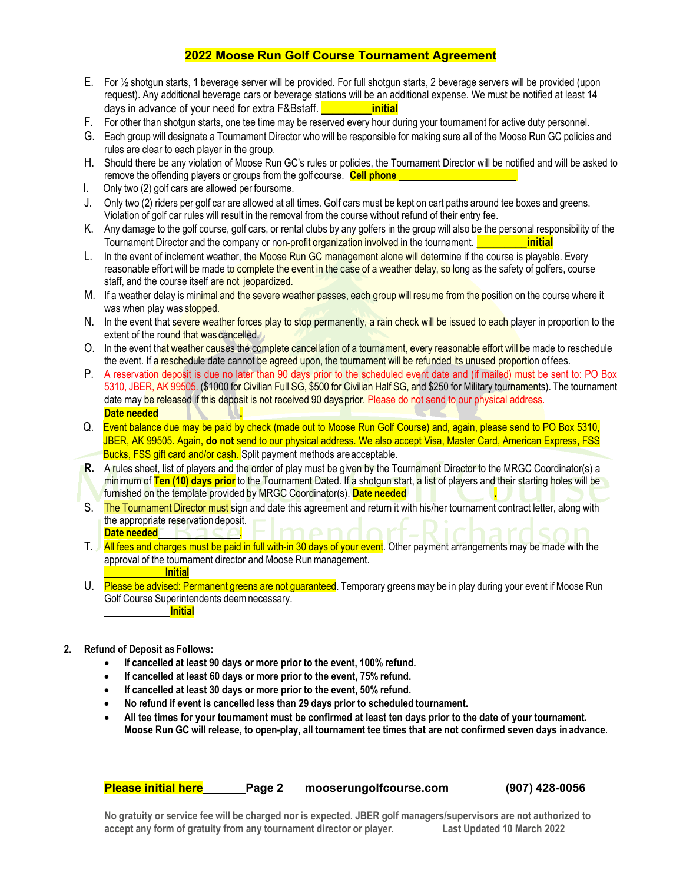# 2022 Moose Run Golf Course Tournament Agreement

E. For ½ shotgun starts, 1 beverage server will be provided. For full shotgun starts, 2 beverage servers will be provided (upon request). Any additional beverage cars or beverage stations will be an additional expense. We must be notified at least 14 days in advance of your need for extra F&Bstaff. **_________initial**

F. For other than shotgun starts, one tee time may be reserved every hour during your tournament for active duty personnel.

G. Each group will designate a Tournament Director who will be responsible for making sure all of the Moose Run GC policies and rules are clear to each player in the group.

H. Should there be any violation of Moose Run GC's rules or policies, the Tournament Director will be notified and will be asked to remove the offending players or groups from the golf course. **Cell phone ______________________**

I. Only two (2) golf cars are allowed per foursome.

J. Only two (2) riders per golf car are allowed at all times. Golf cars must be kept on cart paths around tee boxes and greens. Violation of golf car rules will result in the removal from the course without refund of their entry fee.

K. Any damage to the golf course, golf cars, or rental clubs by any golfers in the group will also be the personal responsibility of the Tournament Director and the company or non-profit organization involved in the tournament. **_________initial**

L. In the event of inclement weather, the Moose Run GC management alone will determine if the course is playable. Every reasonable effort will be made to complete the event in the case of a weather delay, so long as the safety of golfers, course staff, and the course itself are not jeopardized.

M. If a weather delay is minimal and the severe weather passes, each group will resume from the position on the course where it was when play was stopped.

N. In the event that severe weather forces play to stop permanently, a rain check will be issued to each player in proportion to the extent of the round that was cancelled.

O. In the event that weather causes the complete cancellation of a tournament, every reasonable effort will be made to reschedule the event. If a reschedule date cannot be agreed upon, the tournament will be refunded its unused proportion of fees.

P. A reservation deposit is due no later than 90 days prior to the scheduled event date and (if mailed) must be sent to: PO Box 5310, JBER, AK 99505. ($1000 for Civilian Full SG, $500 for Civilian Half SG, and $250 for Military tournaments). The tournament date may be released if this deposit is not received 90 days prior. Please do not send to our physical address.
**Date needed_____________.**

Q. Event balance due may be paid by check (made out to Moose Run Golf Course) and, again, please send to PO Box 5310, JBER, AK 99505. Again, **do not** send to our physical address. We also accept Visa, Master Card, American Express, FSS Bucks, FSS gift card and/or cash. Split payment methods are acceptable.

**R.** A rules sheet, list of players and the order of play must be given by the Tournament Director to the MRGC Coordinator(s) a minimum of **Ten (10) days prior** to the Tournament Dated. If a shotgun start, a list of players and their starting holes will be furnished on the template provided by MRGC Coordinator(s). **Date needed_____________.**

S. The Tournament Director must sign and date this agreement and return it with his/her tournament contract letter, along with the appropriate reservation deposit.
**Date needed_____________.**

T. All fees and charges must be paid in full with-in 30 days of your event. Other payment arrangements may be made with the approval of the tournament director and Moose Run management.
**___________Initial**

U. Please be advised: Permanent greens are not guaranteed. Temporary greens may be in play during your event if Moose Run Golf Course Superintendents deem necessary.
**___________Initial**

**2. Refund of Deposit as Follows:**

- **If cancelled at least 90 days or more prior to the event, 100% refund.**
- **If cancelled at least 60 days or more prior to the event, 75% refund.**
- **If cancelled at least 30 days or more prior to the event, 50% refund.**
- **No refund if event is cancelled less than 29 days prior to scheduled tournament.**
- **All tee times for your tournament must be confirmed at least ten days prior to the date of your tournament. Moose Run GC will release, to open-play, all tournament tee times that are not confirmed seven days in advance.**

**Please initial here______ Page 2 mooserungolfcourse.com (907) 428-0056**

**No gratuity or service fee will be charged nor is expected. JBER golf managers/supervisors are not authorized to accept any form of gratuity from any tournament director or player. Last Updated 10 March 2022**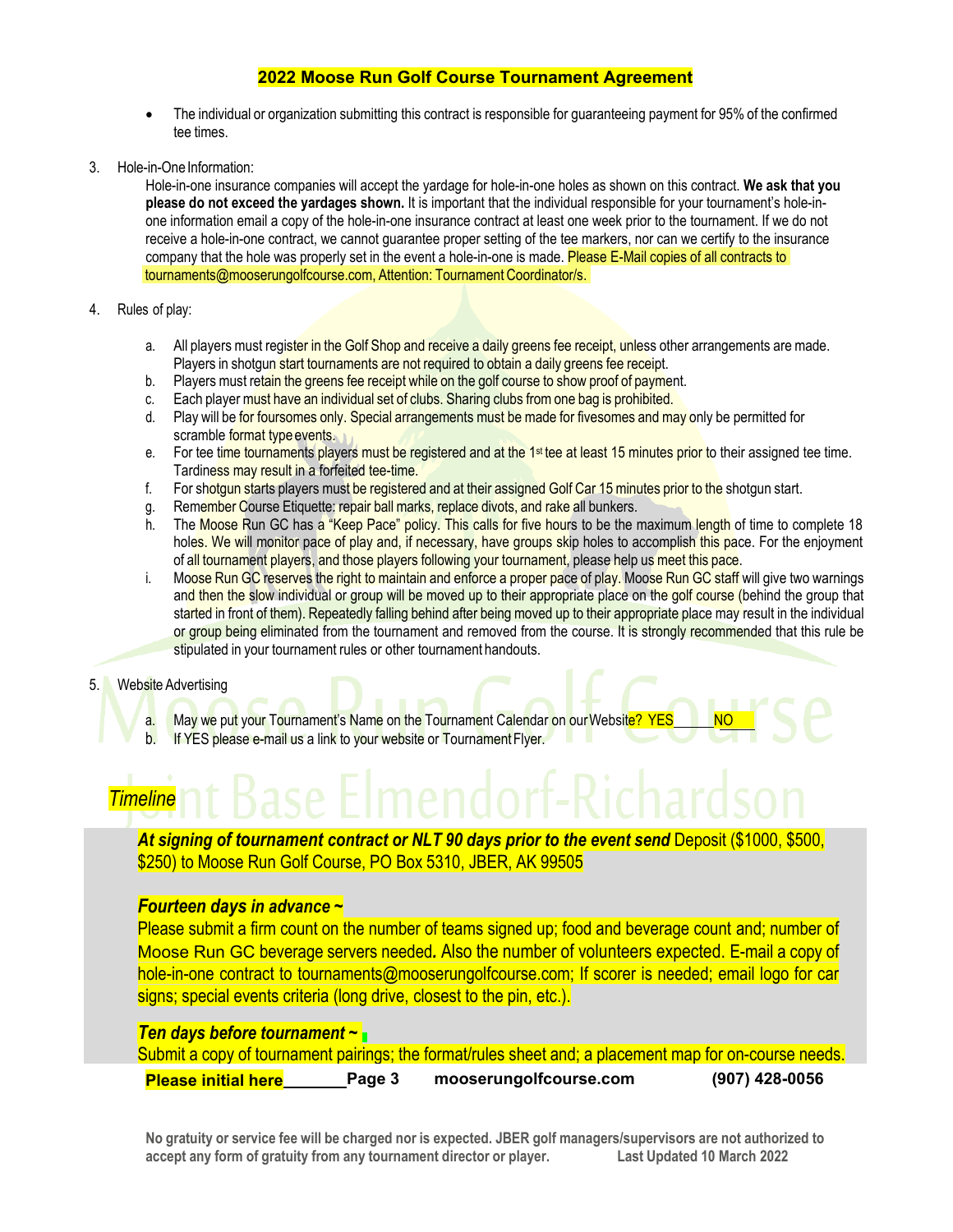## 2022 Moose Run Golf Course Tournament Agreement

- The individual or organization submitting this contract is responsible for guaranteeing payment for 95% of the confirmed tee times.

3. Hole-in-One Information:

   Hole-in-one insurance companies will accept the yardage for hole-in-one holes as shown on this contract. **We ask that you please do not exceed the yardages shown.** It is important that the individual responsible for your tournament's hole-in-one information email a copy of the hole-in-one insurance contract at least one week prior to the tournament. If we do not receive a hole-in-one contract, we cannot guarantee proper setting of the tee markers, nor can we certify to the insurance company that the hole was properly set in the event a hole-in-one is made. Please E-Mail copies of all contracts to tournaments@mooserungolfcourse.com, Attention: Tournament Coordinator/s.

4. Rules of play:

   a. All players must register in the Golf Shop and receive a daily greens fee receipt, unless other arrangements are made. Players in shotgun start tournaments are not required to obtain a daily greens fee receipt.
   b. Players must retain the greens fee receipt while on the golf course to show proof of payment.
   c. Each player must have an individual set of clubs. Sharing clubs from one bag is prohibited.
   d. Play will be for foursomes only. Special arrangements must be made for fivesomes and may only be permitted for scramble format type events.
   e. For tee time tournaments players must be registered and at the 1st tee at least 15 minutes prior to their assigned tee time. Tardiness may result in a forfeited tee-time.
   f. For shotgun starts players must be registered and at their assigned Golf Car 15 minutes prior to the shotgun start.
   g. Remember Course Etiquette: repair ball marks, replace divots, and rake all bunkers.
   h. The Moose Run GC has a "Keep Pace" policy. This calls for five hours to be the maximum length of time to complete 18 holes. We will monitor pace of play and, if necessary, have groups skip holes to accomplish this pace. For the enjoyment of all tournament players, and those players following your tournament, please help us meet this pace.
   i. Moose Run GC reserves the right to maintain and enforce a proper pace of play. Moose Run GC staff will give two warnings and then the slow individual or group will be moved up to their appropriate place on the golf course (behind the group that started in front of them). Repeatedly falling behind after being moved up to their appropriate place may result in the individual or group being eliminated from the tournament and removed from the course. It is strongly recommended that this rule be stipulated in your tournament rules or other tournament handouts.

5. Website Advertising

   a. May we put your Tournament's Name on the Tournament Calendar on our Website? YES_____ NO____
   b. If YES please e-mail us a link to your website or Tournament Flyer.

### *Timeline*

***At signing of tournament contract or NLT 90 days prior to the event send*** Deposit ($1000, $500, $250) to Moose Run Golf Course, PO Box 5310, JBER, AK 99505

***Fourteen days in advance ~***

Please submit a firm count on the number of teams signed up; food and beverage count and; number of Moose Run GC beverage servers needed. Also the number of volunteers expected. E-mail a copy of hole-in-one contract to tournaments@mooserungolfcourse.com; If scorer is needed; email logo for car signs; special events criteria (long drive, closest to the pin, etc.).

***Ten days before tournament ~***

Submit a copy of tournament pairings; the format/rules sheet and; a placement map for on-course needs.

**Please initial here________** **Page 3** **mooserungolfcourse.com** **(907) 428-0056**

**No gratuity or service fee will be charged nor is expected. JBER golf managers/supervisors are not authorized to accept any form of gratuity from any tournament director or player.** **Last Updated 10 March 2022**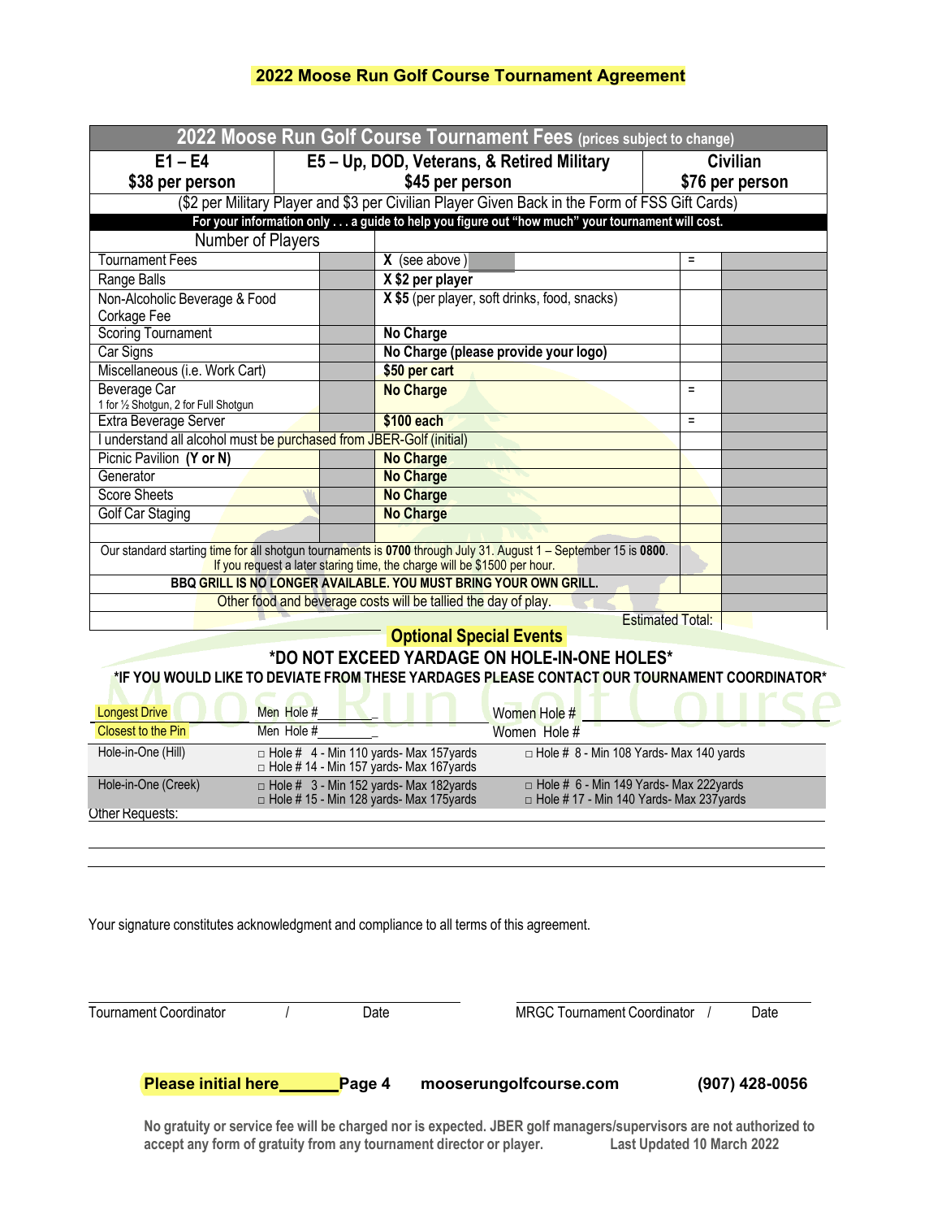# 2022 Moose Run Golf Course Tournament Agreement

| 2022 Moose Run Golf Course Tournament Fees (prices subject to change) | | |
|---|---|---|
| **E1 – E4** **$38 per person** | **E5 – Up, DOD, Veterans, & Retired Military** **$45 per person** | **Civilian** **$76 per person** |
| ($2 per Military Player and $3 per Civilian Player Given Back in the Form of FSS Gift Cards) | | |

**For your information only . . . a guide to help you figure out "how much" your tournament will cost.**

| Number of Players | | | | |
|---|---|---|---|---|
| Tournament Fees | | **X** (see above ) | = | |
| Range Balls | | **X $2 per player** | | |
| Non-Alcoholic Beverage & Food Corkage Fee | | **X $5** (per player, soft drinks, food, snacks) | | |
| Scoring Tournament | | **No Charge** | | |
| Car Signs | | **No Charge (please provide your logo)** | | |
| Miscellaneous (i.e. Work Cart) | | **$50 per cart** | | |
| Beverage Car<br>1 for ½ Shotgun, 2 for Full Shotgun | | **No Charge** | = | |
| Extra Beverage Server | | **$100 each** | = | |
| I understand all alcohol must be purchased from JBER-Golf (initial) | | | | |
| Picnic Pavilion **(Y or N)** | | **No Charge** | | |
| Generator | | **No Charge** | | |
| Score Sheets | | **No Charge** | | |
| Golf Car Staging | | **No Charge** | | |
| | | | | |
| Our standard starting time for all shotgun tournaments is **0700** through July 31. August 1 – September 15 is **0800**. If you request a later staring time, the charge will be $1500 per hour. | | | | |
| **BBQ GRILL IS NO LONGER AVAILABLE. YOU MUST BRING YOUR OWN GRILL.** | | | | |
| Other food and beverage costs will be tallied the day of play. | | | | |
| | | | Estimated Total: | |

## Optional Special Events

**\*DO NOT EXCEED YARDAGE ON HOLE-IN-ONE HOLES\***

**\*IF YOU WOULD LIKE TO DEVIATE FROM THESE YARDAGES PLEASE CONTACT OUR TOURNAMENT COORDINATOR\***

| | | |
|---|---|---|
| Longest Drive | Men Hole #________ | Women Hole #________ |
| Closest to the Pin | Men Hole #________ | Women Hole # |
| Hole-in-One (Hill) | □ Hole # 4 - Min 110 yards- Max 157yards<br>□ Hole # 14 - Min 157 yards- Max 167yards | □ Hole # 8 - Min 108 Yards- Max 140 yards |
| Hole-in-One (Creek) | □ Hole # 3 - Min 152 yards- Max 182yards<br>□ Hole # 15 - Min 128 yards- Max 175yards | □ Hole # 6 - Min 149 Yards- Max 222yards<br>□ Hole # 17 - Min 140 Yards- Max 237yards |

Other Requests:

Your signature constitutes acknowledgment and compliance to all terms of this agreement.

Tournament Coordinator / Date

MRGC Tournament Coordinator / Date

**Please initial here______** **mooserungolfcourse.com** **(907) 428-0056**

**No gratuity or service fee will be charged nor is expected. JBER golf managers/supervisors are not authorized to accept any form of gratuity from any tournament director or player.** **Last Updated 10 March 2022**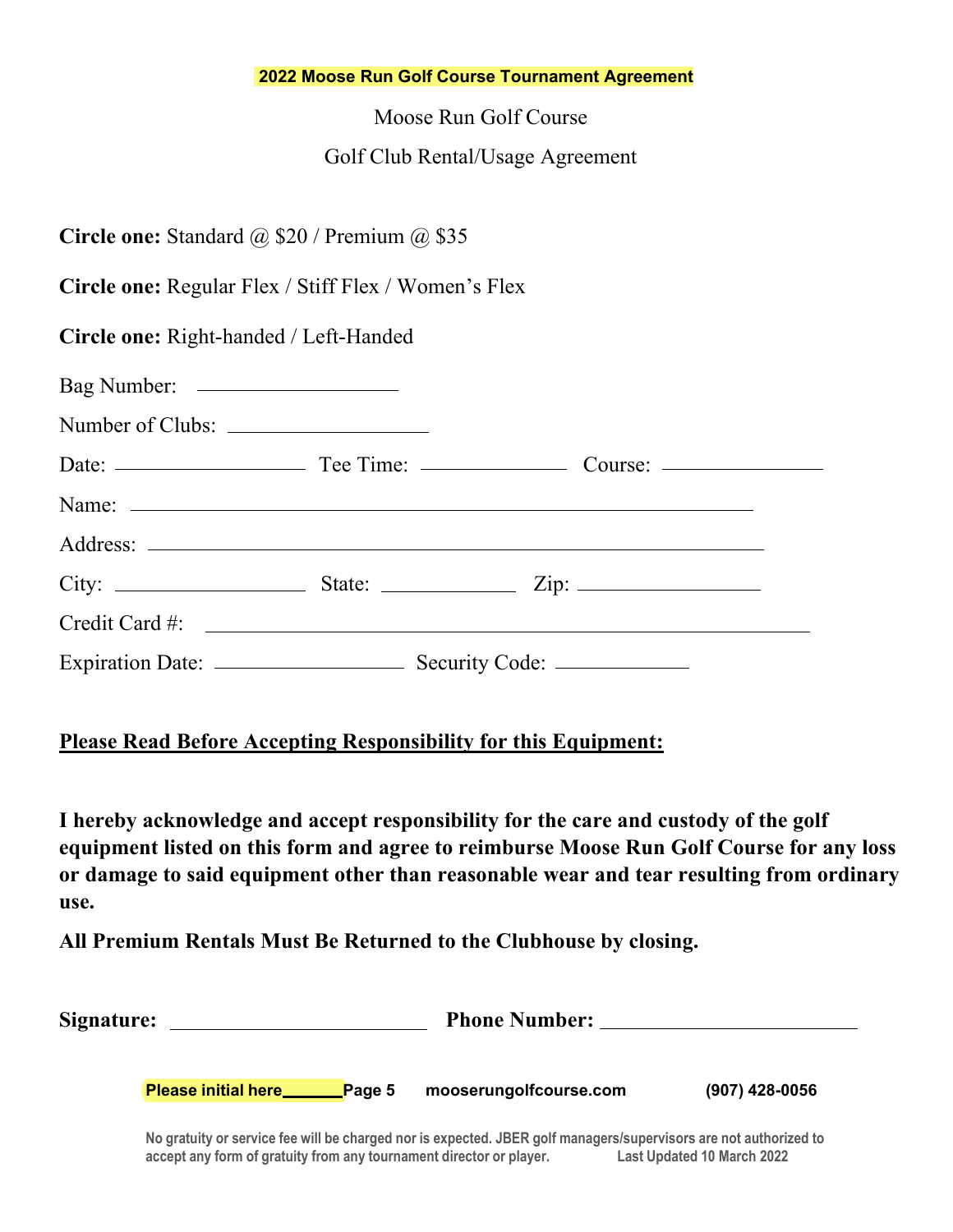**2022 Moose Run Golf Course Tournament Agreement**

Moose Run Golf Course

Golf Club Rental/Usage Agreement

**Circle one:** Standard @ $20 / Premium @ $35

**Circle one:** Regular Flex / Stiff Flex / Women's Flex

**Circle one:** Right-handed / Left-Handed

Bag Number: ____________________

Number of Clubs: ____________________

Date: ____________________ Tee Time: ________________ Course: ________________

Name: ________________________________________________________________

Address: ______________________________________________________________

City: ____________________ State: ______________ Zip: __________________

Credit Card #: ________________________________________________________

Expiration Date: ____________________ Security Code: ______________

**<u>Please Read Before Accepting Responsibility for this Equipment:</u>**

**I hereby acknowledge and accept responsibility for the care and custody of the golf equipment listed on this form and agree to reimburse Moose Run Golf Course for any loss or damage to said equipment other than reasonable wear and tear resulting from ordinary use.**

**All Premium Rentals Must Be Returned to the Clubhouse by closing.**

**Signature:** __________________________ **Phone Number:** __________________________

**Please initial here______** **mooserungolfcourse.com** **(907) 428-0056**

No gratuity or service fee will be charged nor is expected. JBER golf managers/supervisors are not authorized to accept any form of gratuity from any tournament director or player. Last Updated 10 March 2022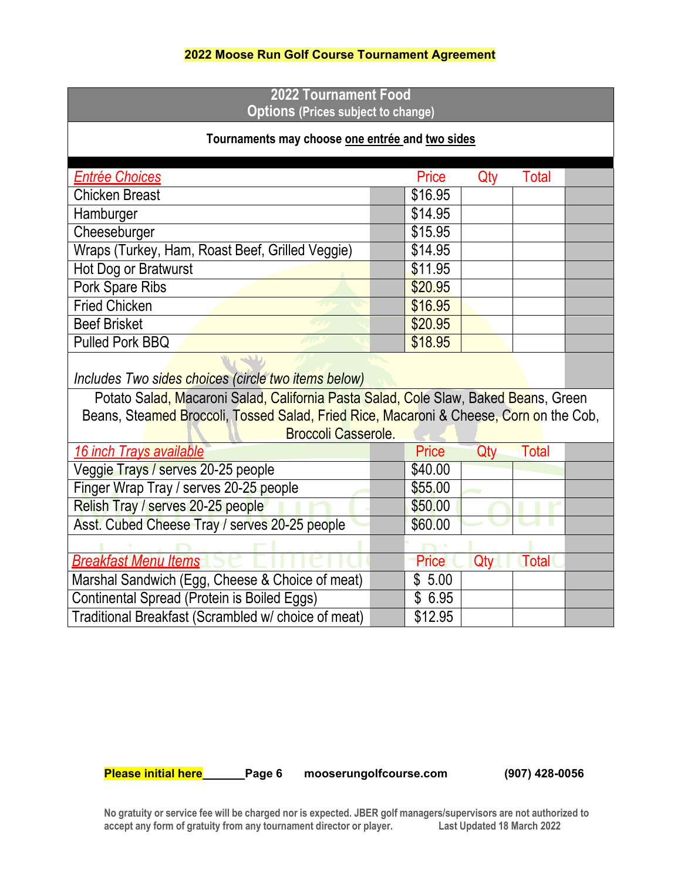**2022 Moose Run Golf Course Tournament Agreement**

| 2022 Tournament Food Options (Prices subject to change) | | | | |
|---|---|---|---|---|
| **Tournaments may choose one entrée and two sides** | | | | |
| ***Entrée Choices*** | | Price | Qty | Total |
| Chicken Breast | | $16.95 | | |
| Hamburger | | $14.95 | | |
| Cheeseburger | | $15.95 | | |
| Wraps (Turkey, Ham, Roast Beef, Grilled Veggie) | | $14.95 | | |
| Hot Dog or Bratwurst | | $11.95 | | |
| Pork Spare Ribs | | $20.95 | | |
| Fried Chicken | | $16.95 | | |
| Beef Brisket | | $20.95 | | |
| Pulled Pork BBQ | | $18.95 | | |
| *Includes Two sides choices (circle two items below)* | | | | |
| Potato Salad, Macaroni Salad, California Pasta Salad, Cole Slaw, Baked Beans, Green Beans, Steamed Broccoli, Tossed Salad, Fried Rice, Macaroni & Cheese, Corn on the Cob, Broccoli Casserole. | | | | |
| ***16 inch Trays available*** | | Price | Qty | Total |
| Veggie Trays / serves 20-25 people | | $40.00 | | |
| Finger Wrap Tray / serves 20-25 people | | $55.00 | | |
| Relish Tray / serves 20-25 people | | $50.00 | | |
| Asst. Cubed Cheese Tray / serves 20-25 people | | $60.00 | | |
| | | | | |
| ***Breakfast Menu Items*** | | Price | Qty | Total |
| Marshal Sandwich (Egg, Cheese & Choice of meat) | | $ 5.00 | | |
| Continental Spread (Protein is Boiled Eggs) | | $ 6.95 | | |
| Traditional Breakfast (Scrambled w/ choice of meat) | | $12.95 | | |

**Please initial here**______ **Page 6** **mooserungolfcourse.com** **(907) 428-0056**

**No gratuity or service fee will be charged nor is expected. JBER golf managers/supervisors are not authorized to accept any form of gratuity from any tournament director or player.** **Last Updated 18 March 2022**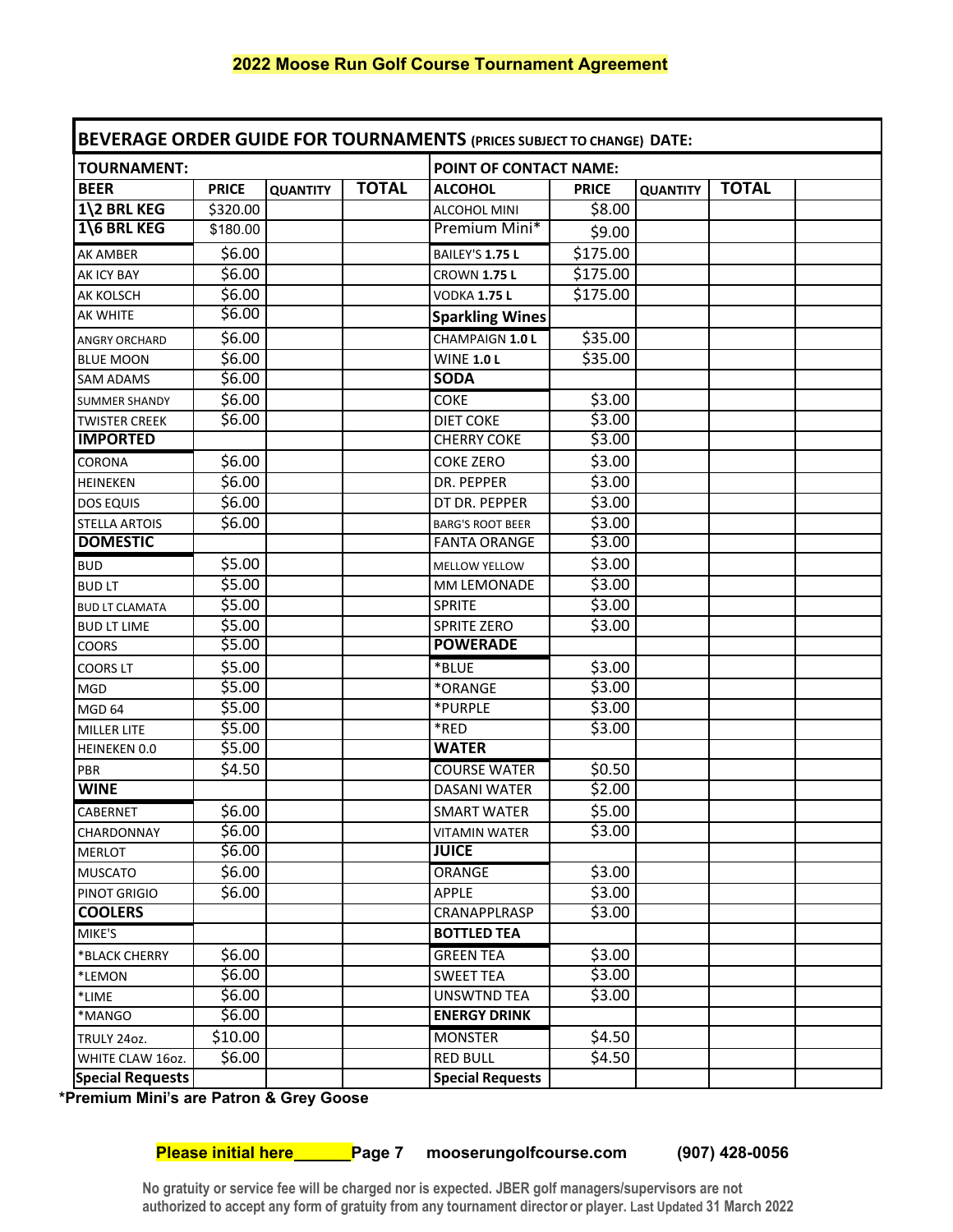# 2022 Moose Run Golf Course Tournament Agreement

| BEVERAGE ORDER GUIDE FOR TOURNAMENTS (PRICES SUBJECT TO CHANGE) DATE: | | | | | | | | |
|---|---|---|---|---|---|---|---|---|
| **TOURNAMENT:** | | | | **POINT OF CONTACT NAME:** | | | | |
| **BEER** | **PRICE** | **QUANTITY** | **TOTAL** | **ALCOHOL** | **PRICE** | **QUANTITY** | **TOTAL** | |
| **1\2 BRL KEG** | $320.00 | | | ALCOHOL MINI | $8.00 | | | |
| **1\6 BRL KEG** | $180.00 | | | Premium Mini* | $9.00 | | | |
| AK AMBER | $6.00 | | | BAILEY'S **1.75 L** | $175.00 | | | |
| AK ICY BAY | $6.00 | | | CROWN **1.75 L** | $175.00 | | | |
| AK KOLSCH | $6.00 | | | VODKA **1.75 L** | $175.00 | | | |
| AK WHITE | $6.00 | | | **Sparkling Wines** | | | | |
| ANGRY ORCHARD | $6.00 | | | CHAMPAIGN **1.0 L** | $35.00 | | | |
| BLUE MOON | $6.00 | | | WINE **1.0 L** | $35.00 | | | |
| SAM ADAMS | $6.00 | | | **SODA** | | | | |
| SUMMER SHANDY | $6.00 | | | COKE | $3.00 | | | |
| TWISTER CREEK | $6.00 | | | DIET COKE | $3.00 | | | |
| **IMPORTED** | | | | CHERRY COKE | $3.00 | | | |
| CORONA | $6.00 | | | COKE ZERO | $3.00 | | | |
| HEINEKEN | $6.00 | | | DR. PEPPER | $3.00 | | | |
| DOS EQUIS | $6.00 | | | DT DR. PEPPER | $3.00 | | | |
| STELLA ARTOIS | $6.00 | | | BARG'S ROOT BEER | $3.00 | | | |
| **DOMESTIC** | | | | FANTA ORANGE | $3.00 | | | |
| BUD | $5.00 | | | MELLOW YELLOW | $3.00 | | | |
| BUD LT | $5.00 | | | MM LEMONADE | $3.00 | | | |
| BUD LT CLAMATA | $5.00 | | | SPRITE | $3.00 | | | |
| BUD LT LIME | $5.00 | | | SPRITE ZERO | $3.00 | | | |
| COORS | $5.00 | | | **POWERADE** | | | | |
| COORS LT | $5.00 | | | *BLUE | $3.00 | | | |
| MGD | $5.00 | | | *ORANGE | $3.00 | | | |
| MGD 64 | $5.00 | | | *PURPLE | $3.00 | | | |
| MILLER LITE | $5.00 | | | *RED | $3.00 | | | |
| HEINEKEN 0.0 | $5.00 | | | **WATER** | | | | |
| PBR | $4.50 | | | COURSE WATER | $0.50 | | | |
| **WINE** | | | | DASANI WATER | $2.00 | | | |
| CABERNET | $6.00 | | | SMART WATER | $5.00 | | | |
| CHARDONNAY | $6.00 | | | VITAMIN WATER | $3.00 | | | |
| MERLOT | $6.00 | | | **JUICE** | | | | |
| MUSCATO | $6.00 | | | ORANGE | $3.00 | | | |
| PINOT GRIGIO | $6.00 | | | APPLE | $3.00 | | | |
| **COOLERS** | | | | CRANAPPLRASP | $3.00 | | | |
| MIKE'S | | | | **BOTTLED TEA** | | | | |
| *BLACK CHERRY | $6.00 | | | GREEN TEA | $3.00 | | | |
| *LEMON | $6.00 | | | SWEET TEA | $3.00 | | | |
| *LIME | $6.00 | | | UNSWTND TEA | $3.00 | | | |
| *MANGO | $6.00 | | | **ENERGY DRINK** | | | | |
| TRULY 24oz. | $10.00 | | | MONSTER | $4.50 | | | |
| WHITE CLAW 16oz. | $6.00 | | | RED BULL | $4.50 | | | |
| **Special Requests** | | | | **Special Requests** | | | | |

***Premium Mini's are Patron & Grey Goose**

**Please initial here______Page 7 mooserungolfcourse.com (907) 428-0056**

**No gratuity or service fee will be charged nor is expected. JBER golf managers/supervisors are not authorized to accept any form of gratuity from any tournament director or player. Last Updated 31 March 2022**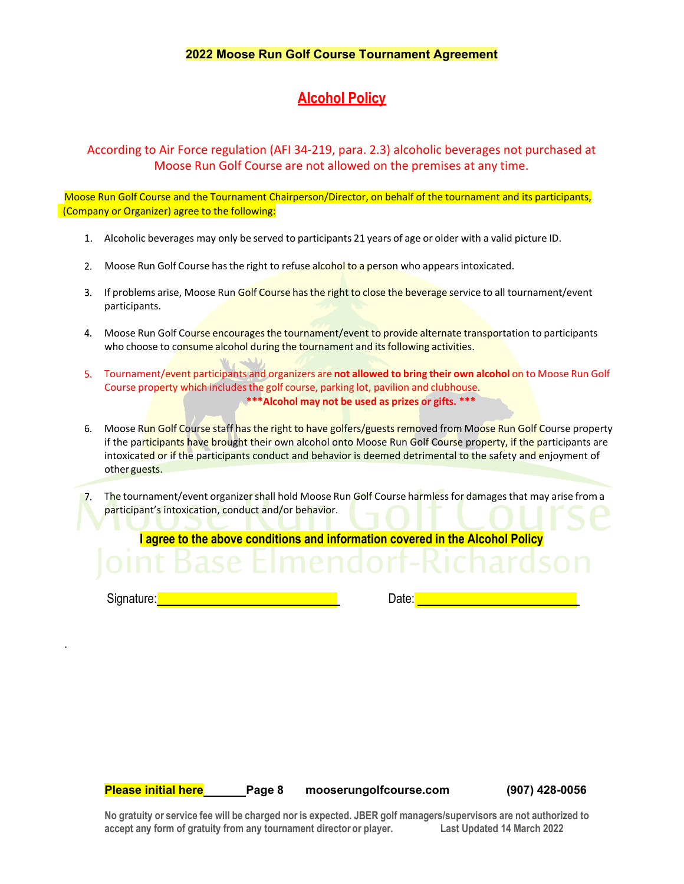**2022 Moose Run Golf Course Tournament Agreement**

## Alcohol Policy

According to Air Force regulation (AFI 34-219, para. 2.3) alcoholic beverages not purchased at Moose Run Golf Course are not allowed on the premises at any time.

Moose Run Golf Course and the Tournament Chairperson/Director, on behalf of the tournament and its participants, (Company or Organizer) agree to the following:

1. Alcoholic beverages may only be served to participants 21 years of age or older with a valid picture ID.
2. Moose Run Golf Course has the right to refuse alcohol to a person who appears intoxicated.
3. If problems arise, Moose Run Golf Course has the right to close the beverage service to all tournament/event participants.
4. Moose Run Golf Course encourages the tournament/event to provide alternate transportation to participants who choose to consume alcohol during the tournament and its following activities.
5. Tournament/event participants and organizers are **not allowed to bring their own alcohol** on to Moose Run Golf Course property which includes the golf course, parking lot, pavilion and clubhouse.
   **\*\*\*Alcohol may not be used as prizes or gifts. \*\*\***
6. Moose Run Golf Course staff has the right to have golfers/guests removed from Moose Run Golf Course property if the participants have brought their own alcohol onto Moose Run Golf Course property, if the participants are intoxicated or if the participants conduct and behavior is deemed detrimental to the safety and enjoyment of other guests.
7. The tournament/event organizer shall hold Moose Run Golf Course harmless for damages that may arise from a participant's intoxication, conduct and/or behavior.

Moose Run Golf Course
Joint Base Elmendorf-Richardson

**I agree to the above conditions and information covered in the Alcohol Policy**

Signature:____________________________ Date:__________________________

**Please initial here**______ **Page 8** **mooserungolfcourse.com** **(907) 428-0056**

**No gratuity or service fee will be charged nor is expected. JBER golf managers/supervisors are not authorized to accept any form of gratuity from any tournament director or player.** **Last Updated 14 March 2022**